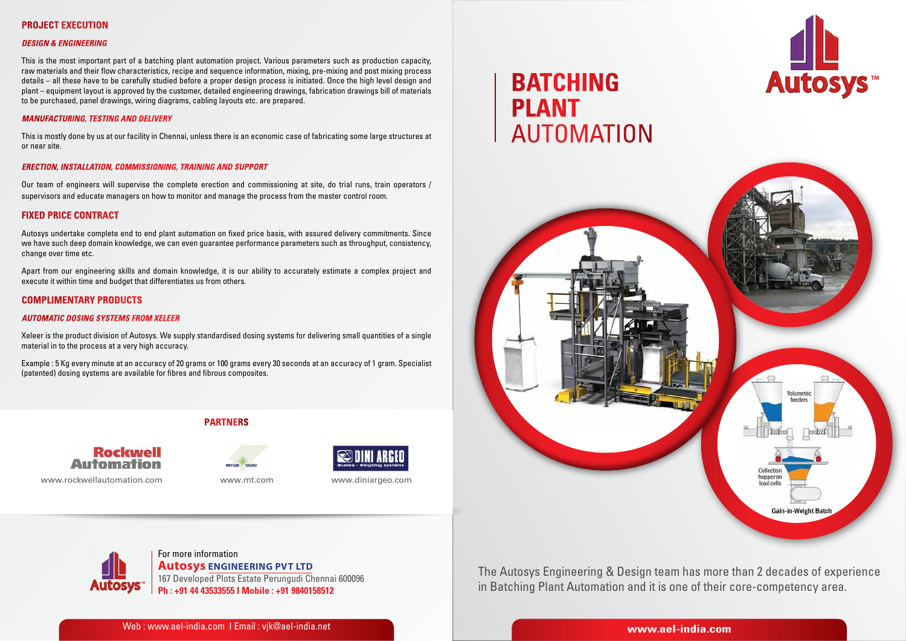## PROJECT EXECUTION

### *DESIGN & ENGINEERING*

This is the most important part of a batching plant automation project. Various parameters such as production capacity, raw materials and their flow characteristics, recipe and sequence information, mixing, pre-mixing and post mixing process details – all these have to be carefully studied before a proper design process is initiated. Once the high level design and plant – equipment layout is approved by the customer, detailed engineering drawings, fabrication drawings bill of materials to be purchased, panel drawings, wiring diagrams, cabling layouts etc. are prepared.

### *MANUFACTURING, TESTING AND DELIVERY*

This is mostly done by us at our facility in Chennai, unless there is an economic case of fabricating some large structures at or near site.

### *ERECTION, INSTALLATION, COMMISSIONING, TRAINING AND SUPPORT*

Our team of engineers will supervise the complete erection and commissioning at site, do trial runs, train operators / supervisors and educate managers on how to monitor and manage the process from the master control room.

## FIXED PRICE CONTRACT

Autosys undertake complete end to end plant automation on fixed price basis, with assured delivery commitments. Since we have such deep domain knowledge, we can even guarantee performance parameters such as throughput, consistency, change over time etc.

Apart from our engineering skills and domain knowledge, it is our ability to accurately estimate a complex project and execute it within time and budget that differentiates us from others.

## COMPLIMENTARY PRODUCTS

### *AUTOMATIC DOSING SYSTEMS FROM XELEER*

Xeleer is the product division of Autosys. We supply standardised dosing systems for delivering small quantities of a single material in to the process at a very high accuracy.

Example : 5 Kg every minute at an accuracy of 20 grams or 100 grams every 30 seconds at an accuracy of 1 gram. Specialist (patented) dosing systems are available for fibres and fibrous composites.

## PARTNERS

Rockwell Automation – www.rockwellautomation.com

Mettler Toledo – www.mt.com

Dini Argeo – www.diniargeo.com

For more information

**Autosys ENGINEERING PVT LTD**

167 Developed Plots Estate Perungudi Chennai 600096

**Ph : +91 44 43533555 I Mobile : +91 9840158512**

Web : www.ael-india.com I Email : vjk@ael-india.net

# BATCHING PLANT AUTOMATION

Autosys™

Volumetric feeders

Collection hopper on load cells

Gain-in-Weight Batch

The Autosys Engineering & Design team has more than 2 decades of experience in Batching Plant Automation and it is one of their core-competency area.

**www.ael-india.com**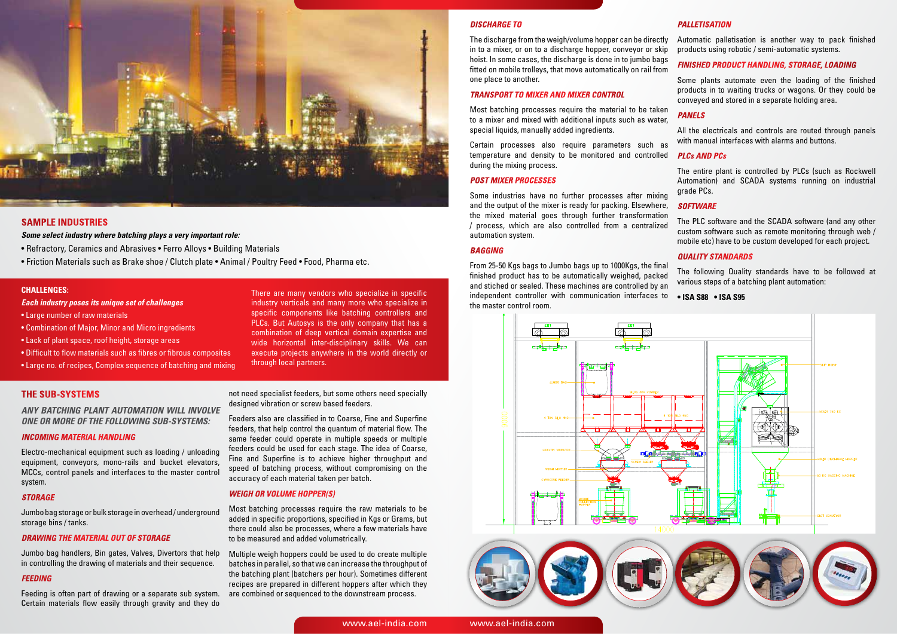## SAMPLE INDUSTRIES

***Some select industry where batching plays a very important role:***

- Refractory, Ceramics and Abrasives • Ferro Alloys • Building Materials
- Friction Materials such as Brake shoe / Clutch plate • Animal / Poultry Feed • Food, Pharma etc.

### CHALLENGES:

***Each industry poses its unique set of challenges***

- Large number of raw materials
- Combination of Major, Minor and Micro ingredients
- Lack of plant space, roof height, storage areas
- Difficult to flow materials such as fibres or fibrous composites
- Large no. of recipes, Complex sequence of batching and mixing

There are many vendors who specialize in specific industry verticals and many more who specialize in specific components like batching controllers and PLCs. But Autosys is the only company that has a combination of deep vertical domain expertise and wide horizontal inter-disciplinary skills. We can execute projects anywhere in the world directly or through local partners.

## THE SUB-SYSTEMS

***ANY BATCHING PLANT AUTOMATION WILL INVOLVE ONE OR MORE OF THE FOLLOWING SUB-SYSTEMS:***

### *INCOMING MATERIAL HANDLING*

Electro-mechanical equipment such as loading / unloading equipment, conveyors, mono-rails and bucket elevators, MCCs, control panels and interfaces to the master control system.

### *STORAGE*

Jumbo bag storage or bulk storage in overhead / underground storage bins / tanks.

### *DRAWING THE MATERIAL OUT OF STORAGE*

Jumbo bag handlers, Bin gates, Valves, Divertors that help in controlling the drawing of materials and their sequence.

### *FEEDING*

Feeding is often part of drawing or a separate sub system. Certain materials flow easily through gravity and they do not need specialist feeders, but some others need specially designed vibration or screw based feeders.

Feeders also are classified in to Coarse, Fine and Superfine feeders, that help control the quantum of material flow. The same feeder could operate in multiple speeds or multiple feeders could be used for each stage. The idea of Coarse, Fine and Superfine is to achieve higher throughput and speed of batching process, without compromising on the accuracy of each material taken per batch.

### *WEIGH OR VOLUME HOPPER(S)*

Most batching processes require the raw materials to be added in specific proportions, specified in Kgs or Grams, but there could also be processes, where a few materials have to be measured and added volumetrically.

Multiple weigh hoppers could be used to do create multiple batches in parallel, so that we can increase the throughput of the batching plant (batchers per hour). Sometimes different recipes are prepared in different hoppers after which they are combined or sequenced to the downstream process.

### *DISCHARGE TO*

The discharge from the weigh/volume hopper can be directly in to a mixer, or on to a discharge hopper, conveyor or skip hoist. In some cases, the discharge is done in to jumbo bags fitted on mobile trolleys, that move automatically on rail from one place to another.

### *TRANSPORT TO MIXER AND MIXER CONTROL*

Most batching processes require the material to be taken to a mixer and mixed with additional inputs such as water, special liquids, manually added ingredients.

Certain processes also require parameters such as temperature and density to be monitored and controlled during the mixing process.

### *POST MIXER PROCESSES*

Some industries have no further processes after mixing and the output of the mixer is ready for packing. Elsewhere, the mixed material goes through further transformation / process, which are also controlled from a centralized automation system.

### *BAGGING*

From 25-50 Kgs bags to Jumbo bags up to 1000Kgs, the final finished product has to be automatically weighed, packed and stiched or sealed. These machines are controlled by an independent controller with communication interfaces to the master control room.

### *PALLETISATION*

Automatic palletisation is another way to pack finished products using robotic / semi-automatic systems.

### *FINISHED PRODUCT HANDLING, STORAGE, LOADING*

Some plants automate even the loading of the finished products in to waiting trucks or wagons. Or they could be conveyed and stored in a separate holding area.

### *PANELS*

All the electricals and controls are routed through panels with manual interfaces with alarms and buttons.

### *PLCs AND PCs*

The entire plant is controlled by PLCs (such as Rockwell Automation) and SCADA systems running on industrial grade PCs.

### *SOFTWARE*

The PLC software and the SCADA software (and any other custom software such as remote monitoring through web / mobile etc) have to be custom developed for each project.

### *QUALITY STANDARDS*

The following Quality standards have to be followed at various steps of a batching plant automation:

**• ISA S88 • ISA S95**

www.ael-india.com